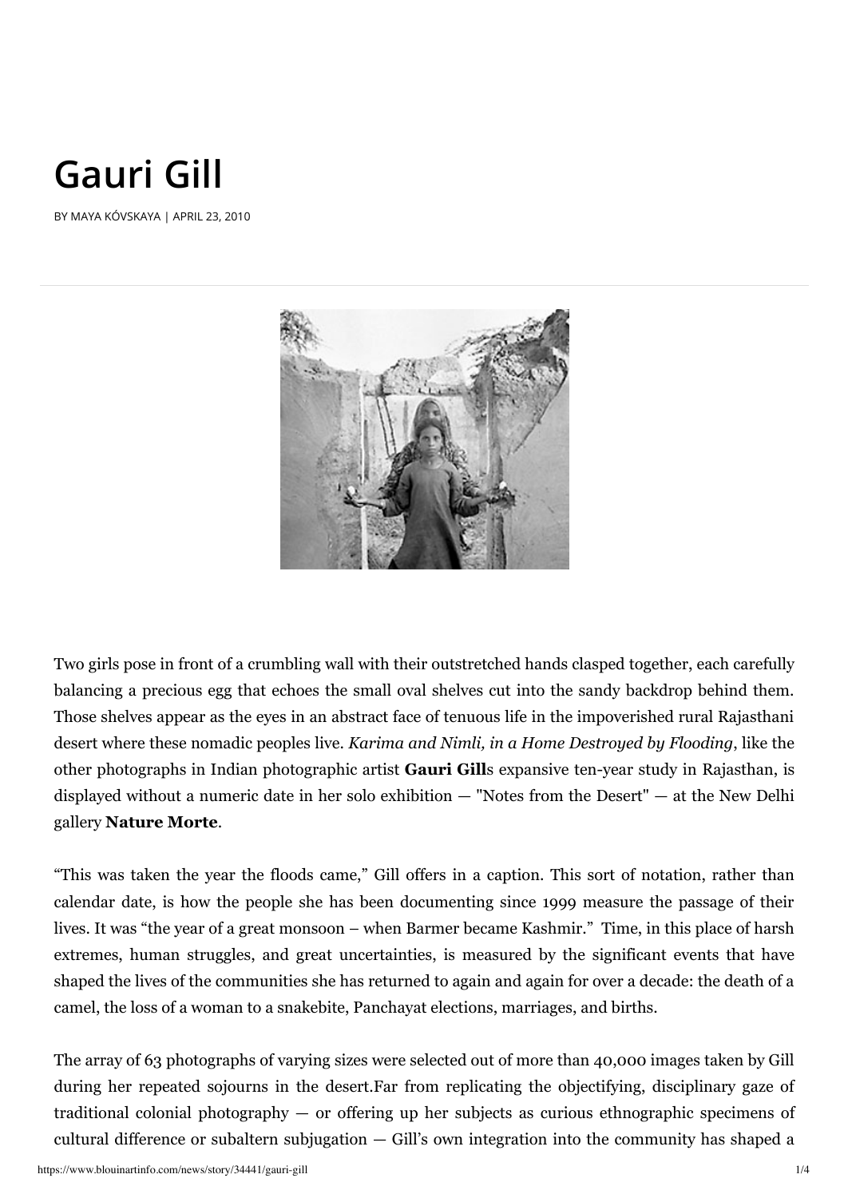# Gauri Gill

BY MAYA KÓVSKAYA | APRIL 23, 2010

Two girls pose in front of a crumbling wall with their outstretched hands clasped together, each carefully balancing a precious egg that echoes the small oval shelves cut into the sandy backdrop behind them. Those shelves appear as the eyes in an abstract face of tenuous life in the impoverished rural Rajasthani desert where these nomadic peoples live. *Karima and Nimli, in a Home Destroyed by Flooding*, like the other photographs in Indian photographic artist **Gauri Gill**s expansive ten-year study in Rajasthan, is displayed without a numeric date in her solo exhibition — "Notes from the Desert" — at the New Delhi gallery **Nature Morte**.

"This was taken the year the floods came," Gill offers in a caption. This sort of notation, rather than calendar date, is how the people she has been documenting since 1999 measure the passage of their lives. It was "the year of a great monsoon – when Barmer became Kashmir." Time, in this place of harsh extremes, human struggles, and great uncertainties, is measured by the significant events that have shaped the lives of the communities she has returned to again and again for over a decade: the death of a camel, the loss of a woman to a snakebite, Panchayat elections, marriages, and births.

The array of 63 photographs of varying sizes were selected out of more than 40,000 images taken by Gill during her repeated sojourns in the desert.Far from replicating the objectifying, disciplinary gaze of traditional colonial photography — or offering up her subjects as curious ethnographic specimens of cultural difference or subaltern subjugation — Gill's own integration into the community has shaped a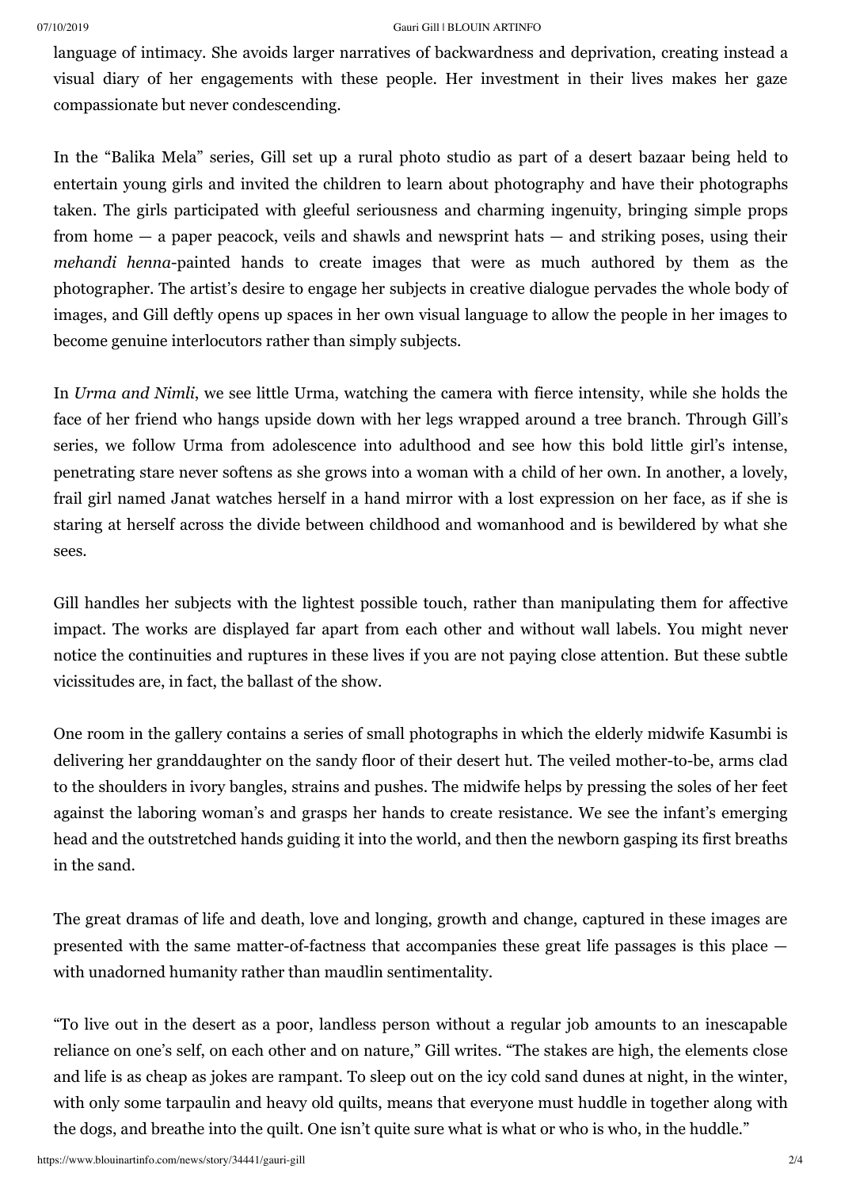language of intimacy. She avoids larger narratives of backwardness and deprivation, creating instead a visual diary of her engagements with these people. Her investment in their lives makes her gaze compassionate but never condescending.

In the "Balika Mela" series, Gill set up a rural photo studio as part of a desert bazaar being held to entertain young girls and invited the children to learn about photography and have their photographs taken. The girls participated with gleeful seriousness and charming ingenuity, bringing simple props from home — a paper peacock, veils and shawls and newsprint hats — and striking poses, using their *mehandi henna*-painted hands to create images that were as much authored by them as the photographer. The artist's desire to engage her subjects in creative dialogue pervades the whole body of images, and Gill deftly opens up spaces in her own visual language to allow the people in her images to become genuine interlocutors rather than simply subjects.

In *Urma and Nimli*, we see little Urma, watching the camera with fierce intensity, while she holds the face of her friend who hangs upside down with her legs wrapped around a tree branch. Through Gill's series, we follow Urma from adolescence into adulthood and see how this bold little girl's intense, penetrating stare never softens as she grows into a woman with a child of her own. In another, a lovely, frail girl named Janat watches herself in a hand mirror with a lost expression on her face, as if she is staring at herself across the divide between childhood and womanhood and is bewildered by what she sees.

Gill handles her subjects with the lightest possible touch, rather than manipulating them for affective impact. The works are displayed far apart from each other and without wall labels. You might never notice the continuities and ruptures in these lives if you are not paying close attention. But these subtle vicissitudes are, in fact, the ballast of the show.

One room in the gallery contains a series of small photographs in which the elderly midwife Kasumbi is delivering her granddaughter on the sandy floor of their desert hut. The veiled mother-to-be, arms clad to the shoulders in ivory bangles, strains and pushes. The midwife helps by pressing the soles of her feet against the laboring woman's and grasps her hands to create resistance. We see the infant's emerging head and the outstretched hands guiding it into the world, and then the newborn gasping its first breaths in the sand.

The great dramas of life and death, love and longing, growth and change, captured in these images are presented with the same matter-of-factness that accompanies these great life passages is this place — with unadorned humanity rather than maudlin sentimentality.

"To live out in the desert as a poor, landless person without a regular job amounts to an inescapable reliance on one's self, on each other and on nature," Gill writes. "The stakes are high, the elements close and life is as cheap as jokes are rampant. To sleep out on the icy cold sand dunes at night, in the winter, with only some tarpaulin and heavy old quilts, means that everyone must huddle in together along with the dogs, and breathe into the quilt. One isn't quite sure what is what or who is who, in the huddle."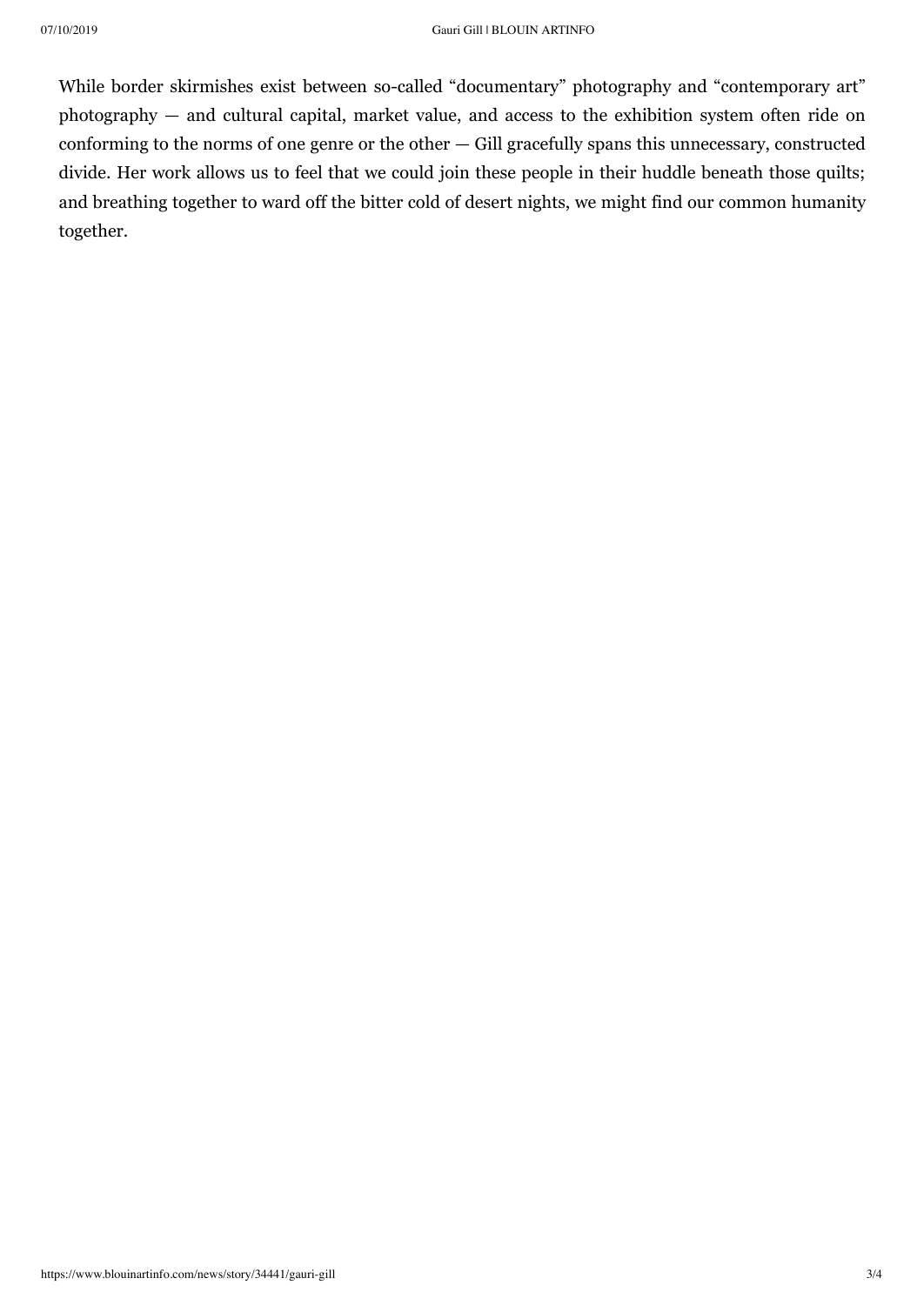While border skirmishes exist between so-called “documentary” photography and “contemporary art” photography — and cultural capital, market value, and access to the exhibition system often ride on conforming to the norms of one genre or the other — Gill gracefully spans this unnecessary, constructed divide. Her work allows us to feel that we could join these people in their huddle beneath those quilts; and breathing together to ward off the bitter cold of desert nights, we might find our common humanity together.